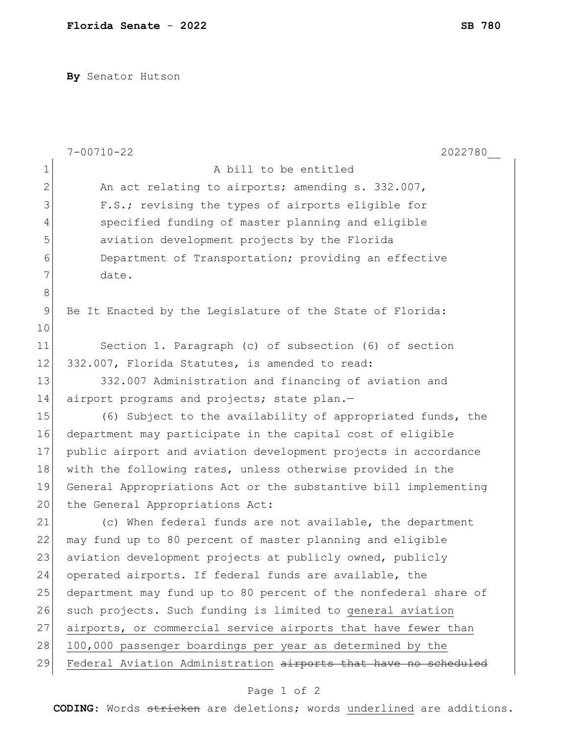**Florida Senate - 2022** **SB 780**

**By** Senator Hutson

7-00710-22 2022780__

A bill to be entitled

An act relating to airports; amending s. 332.007, F.S.; revising the types of airports eligible for specified funding of master planning and eligible aviation development projects by the Florida Department of Transportation; providing an effective date.

Be It Enacted by the Legislature of the State of Florida:

Section 1. Paragraph (c) of subsection (6) of section 332.007, Florida Statutes, is amended to read:

332.007 Administration and financing of aviation and airport programs and projects; state plan.—

(6) Subject to the availability of appropriated funds, the department may participate in the capital cost of eligible public airport and aviation development projects in accordance with the following rates, unless otherwise provided in the General Appropriations Act or the substantive bill implementing the General Appropriations Act:

(c) When federal funds are not available, the department may fund up to 80 percent of master planning and eligible aviation development projects at publicly owned, publicly operated airports. If federal funds are available, the department may fund up to 80 percent of the nonfederal share of such projects. Such funding is limited to <u>general aviation airports, or commercial service airports that have fewer than 100,000 passenger boardings per year as determined by the Federal Aviation Administration</u> ~~airports that have no scheduled~~

**CODING:** Words ~~stricken~~ are deletions; words <u>underlined</u> are additions.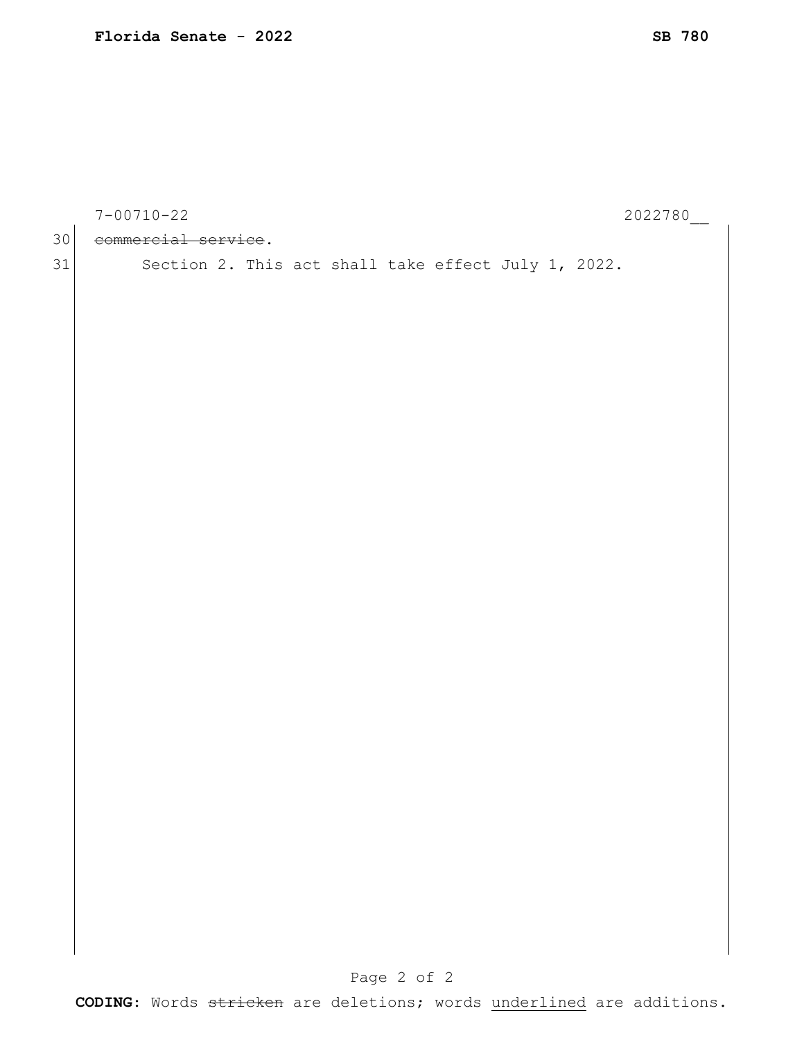7-00710-22 2022780__

30 ~~commercial service~~.

31 Section 2. This act shall take effect July 1, 2022.

**CODING:** Words ~~stricken~~ are deletions; words <u>underlined</u> are additions.